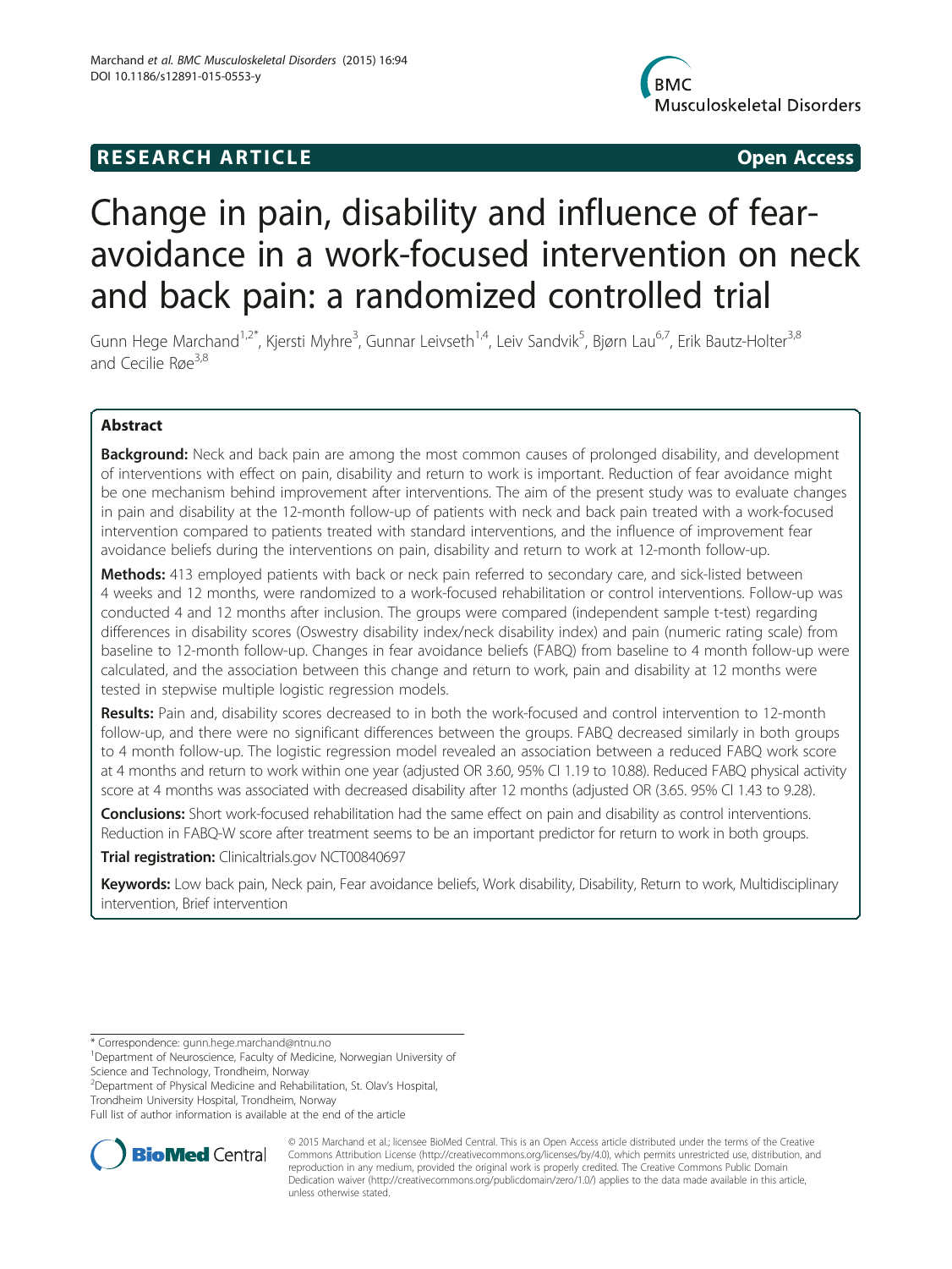RESEARCH ARTICLE

Open Access

# Change in pain, disability and influence of fear-avoidance in a work-focused intervention on neck and back pain: a randomized controlled trial

Gunn Hege Marchand[1,2*], Kjersti Myhre[3], Gunnar Leivseth[1,4], Leiv Sandvik[5], Bjørn Lau[6,7], Erik Bautz-Holter[3,8] and Cecilie Røe[3,8]

## Abstract

**Background:** Neck and back pain are among the most common causes of prolonged disability, and development of interventions with effect on pain, disability and return to work is important. Reduction of fear avoidance might be one mechanism behind improvement after interventions. The aim of the present study was to evaluate changes in pain and disability at the 12-month follow-up of patients with neck and back pain treated with a work-focused intervention compared to patients treated with standard interventions, and the influence of improvement fear avoidance beliefs during the interventions on pain, disability and return to work at 12-month follow-up.

**Methods:** 413 employed patients with back or neck pain referred to secondary care, and sick-listed between 4 weeks and 12 months, were randomized to a work-focused rehabilitation or control interventions. Follow-up was conducted 4 and 12 months after inclusion. The groups were compared (independent sample t-test) regarding differences in disability scores (Oswestry disability index/neck disability index) and pain (numeric rating scale) from baseline to 12-month follow-up. Changes in fear avoidance beliefs (FABQ) from baseline to 4 month follow-up were calculated, and the association between this change and return to work, pain and disability at 12 months were tested in stepwise multiple logistic regression models.

**Results:** Pain and, disability scores decreased to in both the work-focused and control intervention to 12-month follow-up, and there were no significant differences between the groups. FABQ decreased similarly in both groups to 4 month follow-up. The logistic regression model revealed an association between a reduced FABQ work score at 4 months and return to work within one year (adjusted OR 3.60, 95% CI 1.19 to 10.88). Reduced FABQ physical activity score at 4 months was associated with decreased disability after 12 months (adjusted OR (3.65. 95% CI 1.43 to 9.28).

**Conclusions:** Short work-focused rehabilitation had the same effect on pain and disability as control interventions. Reduction in FABQ-W score after treatment seems to be an important predictor for return to work in both groups.

**Trial registration:** Clinicaltrials.gov NCT00840697

**Keywords:** Low back pain, Neck pain, Fear avoidance beliefs, Work disability, Disability, Return to work, Multidisciplinary intervention, Brief intervention

\* Correspondence: gunn.hege.marchand@ntnu.no
[1]Department of Neuroscience, Faculty of Medicine, Norwegian University of Science and Technology, Trondheim, Norway
[2]Department of Physical Medicine and Rehabilitation, St. Olav's Hospital, Trondheim University Hospital, Trondheim, Norway
Full list of author information is available at the end of the article

© 2015 Marchand et al.; licensee BioMed Central. This is an Open Access article distributed under the terms of the Creative Commons Attribution License (http://creativecommons.org/licenses/by/4.0), which permits unrestricted use, distribution, and reproduction in any medium, provided the original work is properly credited. The Creative Commons Public Domain Dedication waiver (http://creativecommons.org/publicdomain/zero/1.0/) applies to the data made available in this article, unless otherwise stated.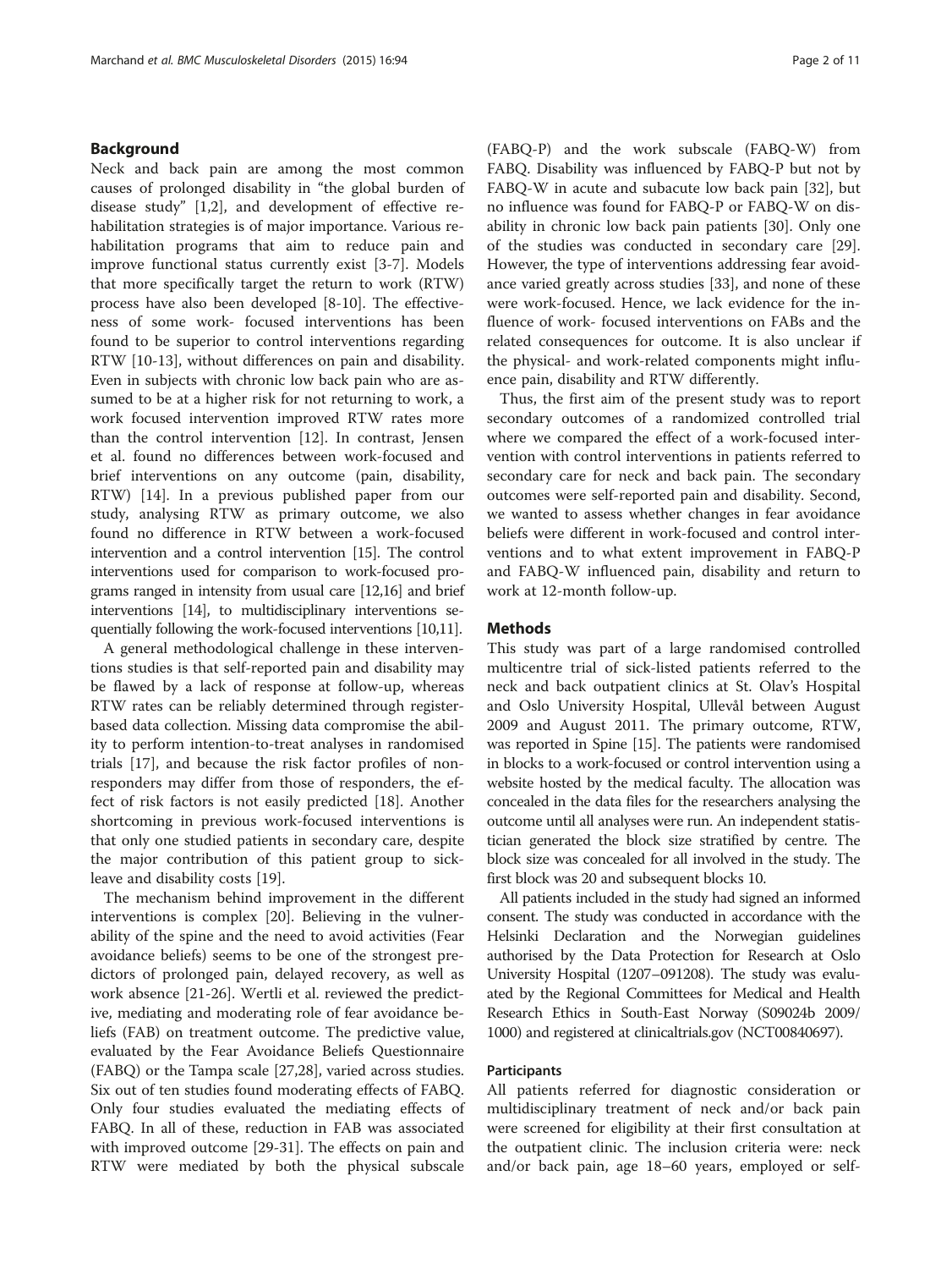## Background

Neck and back pain are among the most common causes of prolonged disability in "the global burden of disease study" [1,2], and development of effective rehabilitation strategies is of major importance. Various rehabilitation programs that aim to reduce pain and improve functional status currently exist [3-7]. Models that more specifically target the return to work (RTW) process have also been developed [8-10]. The effectiveness of some work- focused interventions has been found to be superior to control interventions regarding RTW [10-13], without differences on pain and disability. Even in subjects with chronic low back pain who are assumed to be at a higher risk for not returning to work, a work focused intervention improved RTW rates more than the control intervention [12]. In contrast, Jensen et al. found no differences between work-focused and brief interventions on any outcome (pain, disability, RTW) [14]. In a previous published paper from our study, analysing RTW as primary outcome, we also found no difference in RTW between a work-focused intervention and a control intervention [15]. The control interventions used for comparison to work-focused programs ranged in intensity from usual care [12,16] and brief interventions [14], to multidisciplinary interventions sequentially following the work-focused interventions [10,11].

A general methodological challenge in these interventions studies is that self-reported pain and disability may be flawed by a lack of response at follow-up, whereas RTW rates can be reliably determined through register-based data collection. Missing data compromise the ability to perform intention-to-treat analyses in randomised trials [17], and because the risk factor profiles of non-responders may differ from those of responders, the effect of risk factors is not easily predicted [18]. Another shortcoming in previous work-focused interventions is that only one studied patients in secondary care, despite the major contribution of this patient group to sick-leave and disability costs [19].

The mechanism behind improvement in the different interventions is complex [20]. Believing in the vulnerability of the spine and the need to avoid activities (Fear avoidance beliefs) seems to be one of the strongest predictors of prolonged pain, delayed recovery, as well as work absence [21-26]. Wertli et al. reviewed the predictive, mediating and moderating role of fear avoidance beliefs (FAB) on treatment outcome. The predictive value, evaluated by the Fear Avoidance Beliefs Questionnaire (FABQ) or the Tampa scale [27,28], varied across studies. Six out of ten studies found moderating effects of FABQ. Only four studies evaluated the mediating effects of FABQ. In all of these, reduction in FAB was associated with improved outcome [29-31]. The effects on pain and RTW were mediated by both the physical subscale (FABQ-P) and the work subscale (FABQ-W) from FABQ. Disability was influenced by FABQ-P but not by FABQ-W in acute and subacute low back pain [32], but no influence was found for FABQ-P or FABQ-W on disability in chronic low back pain patients [30]. Only one of the studies was conducted in secondary care [29]. However, the type of interventions addressing fear avoidance varied greatly across studies [33], and none of these were work-focused. Hence, we lack evidence for the influence of work- focused interventions on FABs and the related consequences for outcome. It is also unclear if the physical- and work-related components might influence pain, disability and RTW differently.

Thus, the first aim of the present study was to report secondary outcomes of a randomized controlled trial where we compared the effect of a work-focused intervention with control interventions in patients referred to secondary care for neck and back pain. The secondary outcomes were self-reported pain and disability. Second, we wanted to assess whether changes in fear avoidance beliefs were different in work-focused and control interventions and to what extent improvement in FABQ-P and FABQ-W influenced pain, disability and return to work at 12-month follow-up.

## Methods

This study was part of a large randomised controlled multicentre trial of sick-listed patients referred to the neck and back outpatient clinics at St. Olav's Hospital and Oslo University Hospital, Ullevål between August 2009 and August 2011. The primary outcome, RTW, was reported in Spine [15]. The patients were randomised in blocks to a work-focused or control intervention using a website hosted by the medical faculty. The allocation was concealed in the data files for the researchers analysing the outcome until all analyses were run. An independent statistician generated the block size stratified by centre. The block size was concealed for all involved in the study. The first block was 20 and subsequent blocks 10.

All patients included in the study had signed an informed consent. The study was conducted in accordance with the Helsinki Declaration and the Norwegian guidelines authorised by the Data Protection for Research at Oslo University Hospital (1207–091208). The study was evaluated by the Regional Committees for Medical and Health Research Ethics in South-East Norway (S09024b 2009/1000) and registered at clinicaltrials.gov (NCT00840697).

### Participants

All patients referred for diagnostic consideration or multidisciplinary treatment of neck and/or back pain were screened for eligibility at their first consultation at the outpatient clinic. The inclusion criteria were: neck and/or back pain, age 18–60 years, employed or self-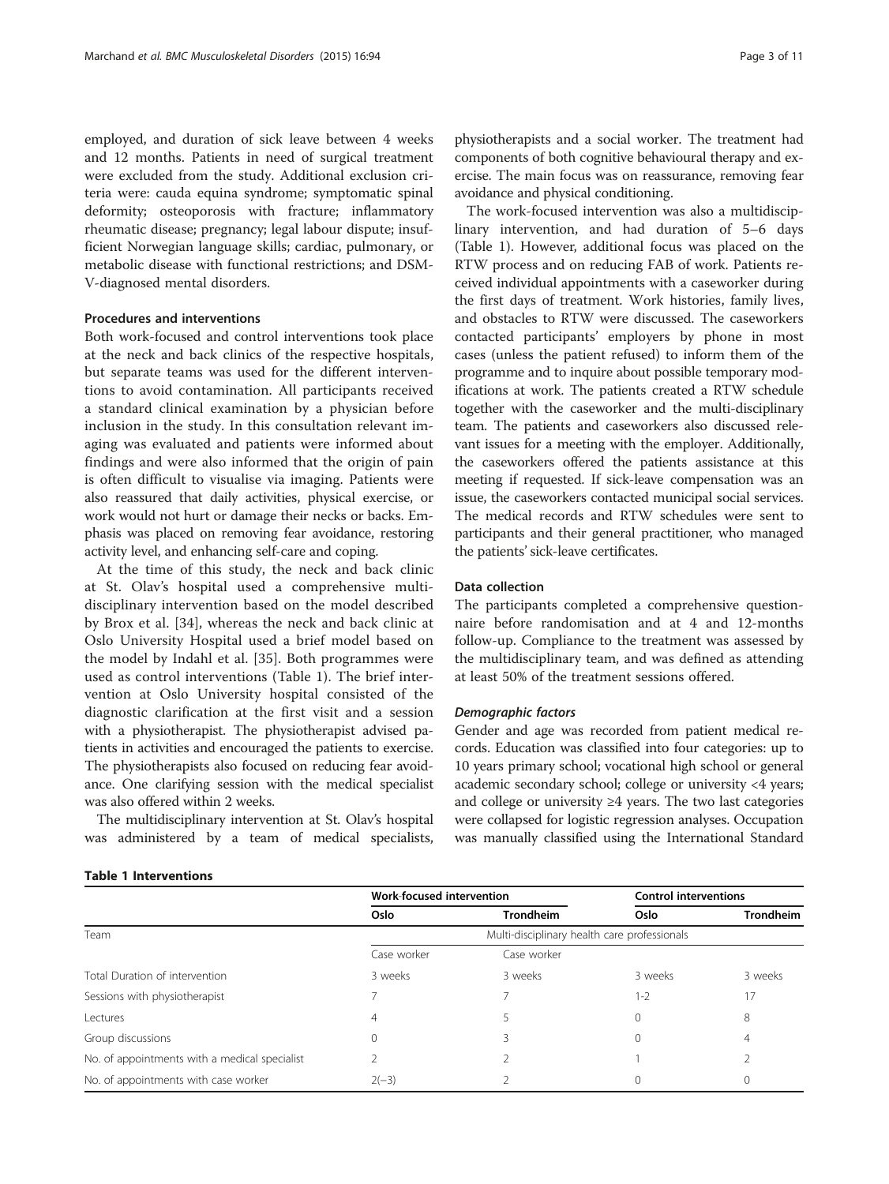employed, and duration of sick leave between 4 weeks and 12 months. Patients in need of surgical treatment were excluded from the study. Additional exclusion criteria were: cauda equina syndrome; symptomatic spinal deformity; osteoporosis with fracture; inflammatory rheumatic disease; pregnancy; legal labour dispute; insufficient Norwegian language skills; cardiac, pulmonary, or metabolic disease with functional restrictions; and DSM-V-diagnosed mental disorders.

### Procedures and interventions

Both work-focused and control interventions took place at the neck and back clinics of the respective hospitals, but separate teams was used for the different interventions to avoid contamination. All participants received a standard clinical examination by a physician before inclusion in the study. In this consultation relevant imaging was evaluated and patients were informed about findings and were also informed that the origin of pain is often difficult to visualise via imaging. Patients were also reassured that daily activities, physical exercise, or work would not hurt or damage their necks or backs. Emphasis was placed on removing fear avoidance, restoring activity level, and enhancing self-care and coping.

At the time of this study, the neck and back clinic at St. Olav's hospital used a comprehensive multidisciplinary intervention based on the model described by Brox et al. [34], whereas the neck and back clinic at Oslo University Hospital used a brief model based on the model by Indahl et al. [35]. Both programmes were used as control interventions (Table 1). The brief intervention at Oslo University hospital consisted of the diagnostic clarification at the first visit and a session with a physiotherapist. The physiotherapist advised patients in activities and encouraged the patients to exercise. The physiotherapists also focused on reducing fear avoidance. One clarifying session with the medical specialist was also offered within 2 weeks.

The multidisciplinary intervention at St. Olav's hospital was administered by a team of medical specialists, physiotherapists and a social worker. The treatment had components of both cognitive behavioural therapy and exercise. The main focus was on reassurance, removing fear avoidance and physical conditioning.

The work-focused intervention was also a multidisciplinary intervention, and had duration of 5–6 days (Table 1). However, additional focus was placed on the RTW process and on reducing FAB of work. Patients received individual appointments with a caseworker during the first days of treatment. Work histories, family lives, and obstacles to RTW were discussed. The caseworkers contacted participants' employers by phone in most cases (unless the patient refused) to inform them of the programme and to inquire about possible temporary modifications at work. The patients created a RTW schedule together with the caseworker and the multi-disciplinary team. The patients and caseworkers also discussed relevant issues for a meeting with the employer. Additionally, the caseworkers offered the patients assistance at this meeting if requested. If sick-leave compensation was an issue, the caseworkers contacted municipal social services. The medical records and RTW schedules were sent to participants and their general practitioner, who managed the patients' sick-leave certificates.

### Data collection

The participants completed a comprehensive questionnaire before randomisation and at 4 and 12-months follow-up. Compliance to the treatment was assessed by the multidisciplinary team, and was defined as attending at least 50% of the treatment sessions offered.

#### *Demographic factors*

Gender and age was recorded from patient medical records. Education was classified into four categories: up to 10 years primary school; vocational high school or general academic secondary school; college or university <4 years; and college or university ≥4 years. The two last categories were collapsed for logistic regression analyses. Occupation was manually classified using the International Standard

**Table 1 Interventions**

| | Work-focused intervention | | Control interventions | |
|---|---|---|---|---|
| | Oslo | Trondheim | Oslo | Trondheim |
| Team | Multi-disciplinary health care professionals | | | |
| | Case worker | Case worker | | |
| Total Duration of intervention | 3 weeks | 3 weeks | 3 weeks | 3 weeks |
| Sessions with physiotherapist | 7 | 7 | 1-2 | 17 |
| Lectures | 4 | 5 | 0 | 8 |
| Group discussions | 0 | 3 | 0 | 4 |
| No. of appointments with a medical specialist | 2 | 2 | 1 | 2 |
| No. of appointments with case worker | 2(−3) | 2 | 0 | 0 |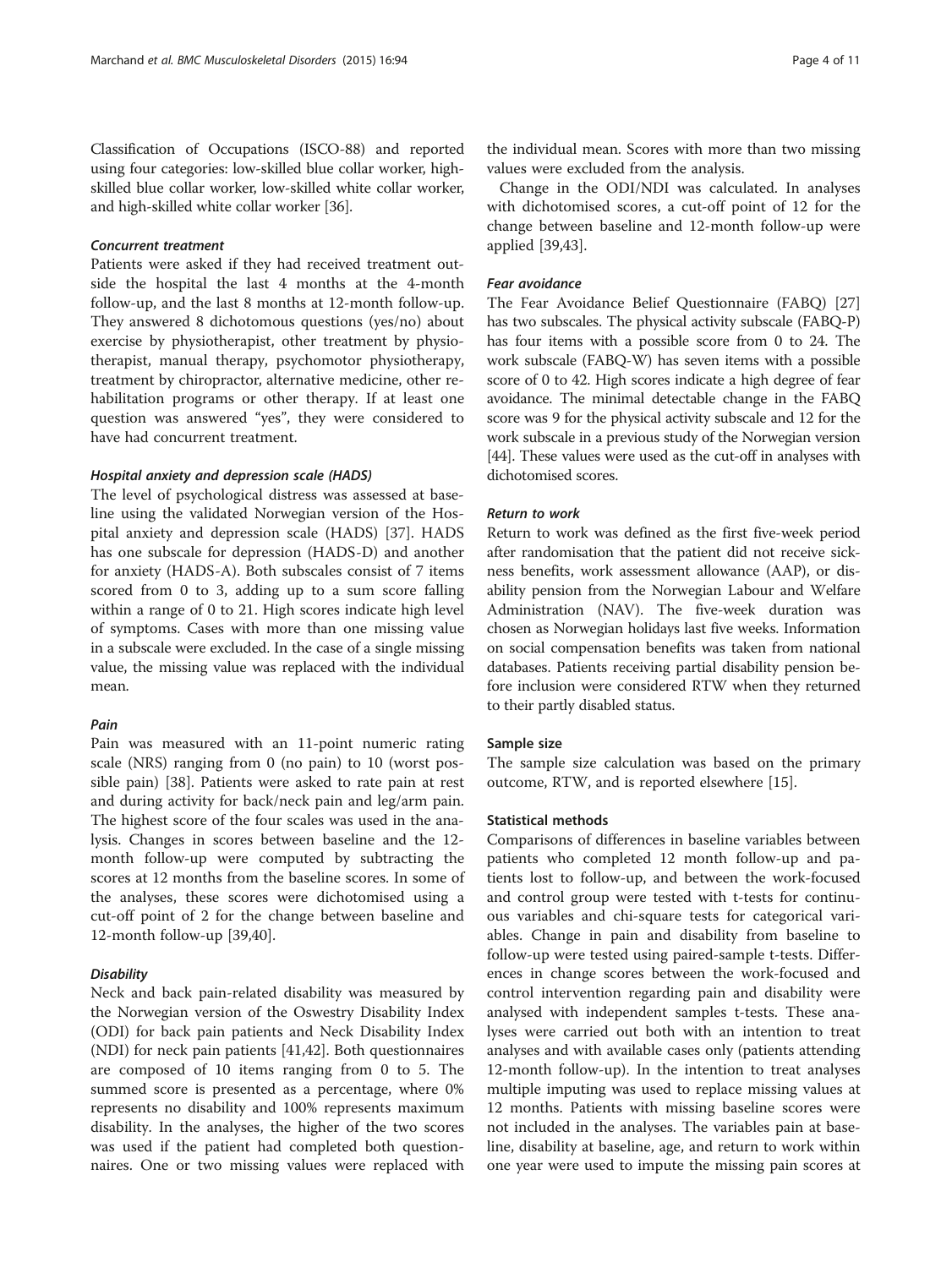Classification of Occupations (ISCO-88) and reported using four categories: low-skilled blue collar worker, high-skilled blue collar worker, low-skilled white collar worker, and high-skilled white collar worker [36].

#### *Concurrent treatment*

Patients were asked if they had received treatment outside the hospital the last 4 months at the 4-month follow-up, and the last 8 months at 12-month follow-up. They answered 8 dichotomous questions (yes/no) about exercise by physiotherapist, other treatment by physiotherapist, manual therapy, psychomotor physiotherapy, treatment by chiropractor, alternative medicine, other rehabilitation programs or other therapy. If at least one question was answered "yes", they were considered to have had concurrent treatment.

#### *Hospital anxiety and depression scale (HADS)*

The level of psychological distress was assessed at baseline using the validated Norwegian version of the Hospital anxiety and depression scale (HADS) [37]. HADS has one subscale for depression (HADS-D) and another for anxiety (HADS-A). Both subscales consist of 7 items scored from 0 to 3, adding up to a sum score falling within a range of 0 to 21. High scores indicate high level of symptoms. Cases with more than one missing value in a subscale were excluded. In the case of a single missing value, the missing value was replaced with the individual mean.

#### *Pain*

Pain was measured with an 11-point numeric rating scale (NRS) ranging from 0 (no pain) to 10 (worst possible pain) [38]. Patients were asked to rate pain at rest and during activity for back/neck pain and leg/arm pain. The highest score of the four scales was used in the analysis. Changes in scores between baseline and the 12-month follow-up were computed by subtracting the scores at 12 months from the baseline scores. In some of the analyses, these scores were dichotomised using a cut-off point of 2 for the change between baseline and 12-month follow-up [39,40].

#### *Disability*

Neck and back pain-related disability was measured by the Norwegian version of the Oswestry Disability Index (ODI) for back pain patients and Neck Disability Index (NDI) for neck pain patients [41,42]. Both questionnaires are composed of 10 items ranging from 0 to 5. The summed score is presented as a percentage, where 0% represents no disability and 100% represents maximum disability. In the analyses, the higher of the two scores was used if the patient had completed both questionnaires. One or two missing values were replaced with the individual mean. Scores with more than two missing values were excluded from the analysis.

Change in the ODI/NDI was calculated. In analyses with dichotomised scores, a cut-off point of 12 for the change between baseline and 12-month follow-up were applied [39,43].

#### *Fear avoidance*

The Fear Avoidance Belief Questionnaire (FABQ) [27] has two subscales. The physical activity subscale (FABQ-P) has four items with a possible score from 0 to 24. The work subscale (FABQ-W) has seven items with a possible score of 0 to 42. High scores indicate a high degree of fear avoidance. The minimal detectable change in the FABQ score was 9 for the physical activity subscale and 12 for the work subscale in a previous study of the Norwegian version [44]. These values were used as the cut-off in analyses with dichotomised scores.

#### *Return to work*

Return to work was defined as the first five-week period after randomisation that the patient did not receive sickness benefits, work assessment allowance (AAP), or disability pension from the Norwegian Labour and Welfare Administration (NAV). The five-week duration was chosen as Norwegian holidays last five weeks. Information on social compensation benefits was taken from national databases. Patients receiving partial disability pension before inclusion were considered RTW when they returned to their partly disabled status.

### Sample size

The sample size calculation was based on the primary outcome, RTW, and is reported elsewhere [15].

### Statistical methods

Comparisons of differences in baseline variables between patients who completed 12 month follow-up and patients lost to follow-up, and between the work-focused and control group were tested with t-tests for continuous variables and chi-square tests for categorical variables. Change in pain and disability from baseline to follow-up were tested using paired-sample t-tests. Differences in change scores between the work-focused and control intervention regarding pain and disability were analysed with independent samples t-tests. These analyses were carried out both with an intention to treat analyses and with available cases only (patients attending 12-month follow-up). In the intention to treat analyses multiple imputing was used to replace missing values at 12 months. Patients with missing baseline scores were not included in the analyses. The variables pain at baseline, disability at baseline, age, and return to work within one year were used to impute the missing pain scores at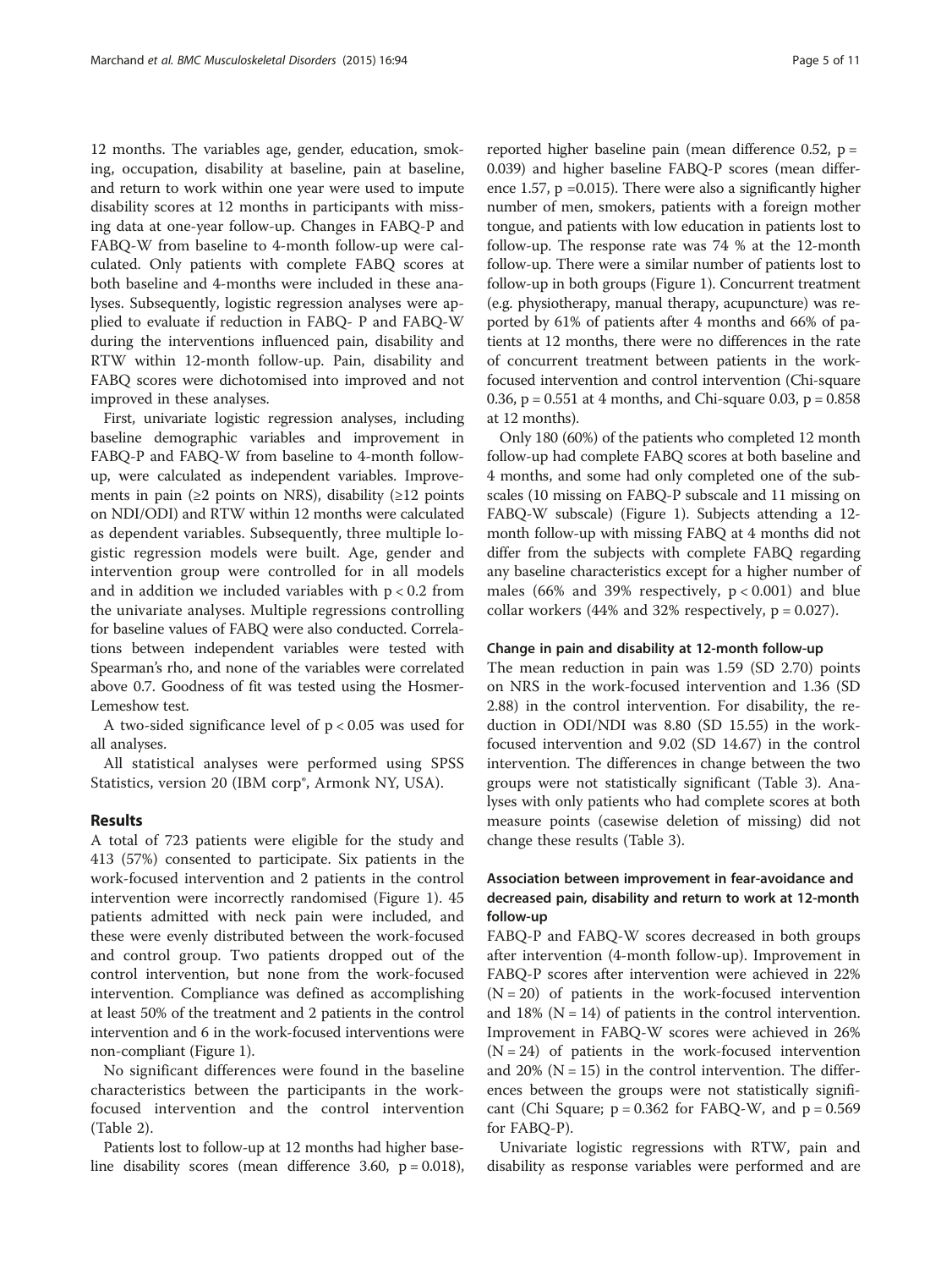12 months. The variables age, gender, education, smoking, occupation, disability at baseline, pain at baseline, and return to work within one year were used to impute disability scores at 12 months in participants with missing data at one-year follow-up. Changes in FABQ-P and FABQ-W from baseline to 4-month follow-up were calculated. Only patients with complete FABQ scores at both baseline and 4-months were included in these analyses. Subsequently, logistic regression analyses were applied to evaluate if reduction in FABQ- P and FABQ-W during the interventions influenced pain, disability and RTW within 12-month follow-up. Pain, disability and FABQ scores were dichotomised into improved and not improved in these analyses.

First, univariate logistic regression analyses, including baseline demographic variables and improvement in FABQ-P and FABQ-W from baseline to 4-month follow-up, were calculated as independent variables. Improvements in pain (≥2 points on NRS), disability (≥12 points on NDI/ODI) and RTW within 12 months were calculated as dependent variables. Subsequently, three multiple logistic regression models were built. Age, gender and intervention group were controlled for in all models and in addition we included variables with $p < 0.2$ from the univariate analyses. Multiple regressions controlling for baseline values of FABQ were also conducted. Correlations between independent variables were tested with Spearman's rho, and none of the variables were correlated above 0.7. Goodness of fit was tested using the Hosmer-Lemeshow test.

A two-sided significance level of $p < 0.05$ was used for all analyses.

All statistical analyses were performed using SPSS Statistics, version 20 (IBM corp®, Armonk NY, USA).

## Results

A total of 723 patients were eligible for the study and 413 (57%) consented to participate. Six patients in the work-focused intervention and 2 patients in the control intervention were incorrectly randomised (Figure 1). 45 patients admitted with neck pain were included, and these were evenly distributed between the work-focused and control group. Two patients dropped out of the control intervention, but none from the work-focused intervention. Compliance was defined as accomplishing at least 50% of the treatment and 2 patients in the control intervention and 6 in the work-focused interventions were non-compliant (Figure 1).

No significant differences were found in the baseline characteristics between the participants in the work-focused intervention and the control intervention (Table 2).

Patients lost to follow-up at 12 months had higher baseline disability scores (mean difference 3.60, $p = 0.018$), reported higher baseline pain (mean difference 0.52, $p = 0.039$) and higher baseline FABQ-P scores (mean difference 1.57, $p = 0.015$). There were also a significantly higher number of men, smokers, patients with a foreign mother tongue, and patients with low education in patients lost to follow-up. The response rate was 74 % at the 12-month follow-up. There were a similar number of patients lost to follow-up in both groups (Figure 1). Concurrent treatment (e.g. physiotherapy, manual therapy, acupuncture) was reported by 61% of patients after 4 months and 66% of patients at 12 months, there were no differences in the rate of concurrent treatment between patients in the work-focused intervention and control intervention (Chi-square 0.36, $p = 0.551$ at 4 months, and Chi-square 0.03, $p = 0.858$ at 12 months).

Only 180 (60%) of the patients who completed 12 month follow-up had complete FABQ scores at both baseline and 4 months, and some had only completed one of the subscales (10 missing on FABQ-P subscale and 11 missing on FABQ-W subscale) (Figure 1). Subjects attending a 12-month follow-up with missing FABQ at 4 months did not differ from the subjects with complete FABQ regarding any baseline characteristics except for a higher number of males (66% and 39% respectively, $p < 0.001$) and blue collar workers (44% and 32% respectively, $p = 0.027$).

### Change in pain and disability at 12-month follow-up

The mean reduction in pain was 1.59 (SD 2.70) points on NRS in the work-focused intervention and 1.36 (SD 2.88) in the control intervention. For disability, the reduction in ODI/NDI was 8.80 (SD 15.55) in the work-focused intervention and 9.02 (SD 14.67) in the control intervention. The differences in change between the two groups were not statistically significant (Table 3). Analyses with only patients who had complete scores at both measure points (casewise deletion of missing) did not change these results (Table 3).

### Association between improvement in fear-avoidance and decreased pain, disability and return to work at 12-month follow-up

FABQ-P and FABQ-W scores decreased in both groups after intervention (4-month follow-up). Improvement in FABQ-P scores after intervention were achieved in 22% ($N = 20$) of patients in the work-focused intervention and 18% ($N = 14$) of patients in the control intervention. Improvement in FABQ-W scores were achieved in 26% ($N = 24$) of patients in the work-focused intervention and 20% ($N = 15$) in the control intervention. The differences between the groups were not statistically significant (Chi Square; $p = 0.362$ for FABQ-W, and $p = 0.569$ for FABQ-P).

Univariate logistic regressions with RTW, pain and disability as response variables were performed and are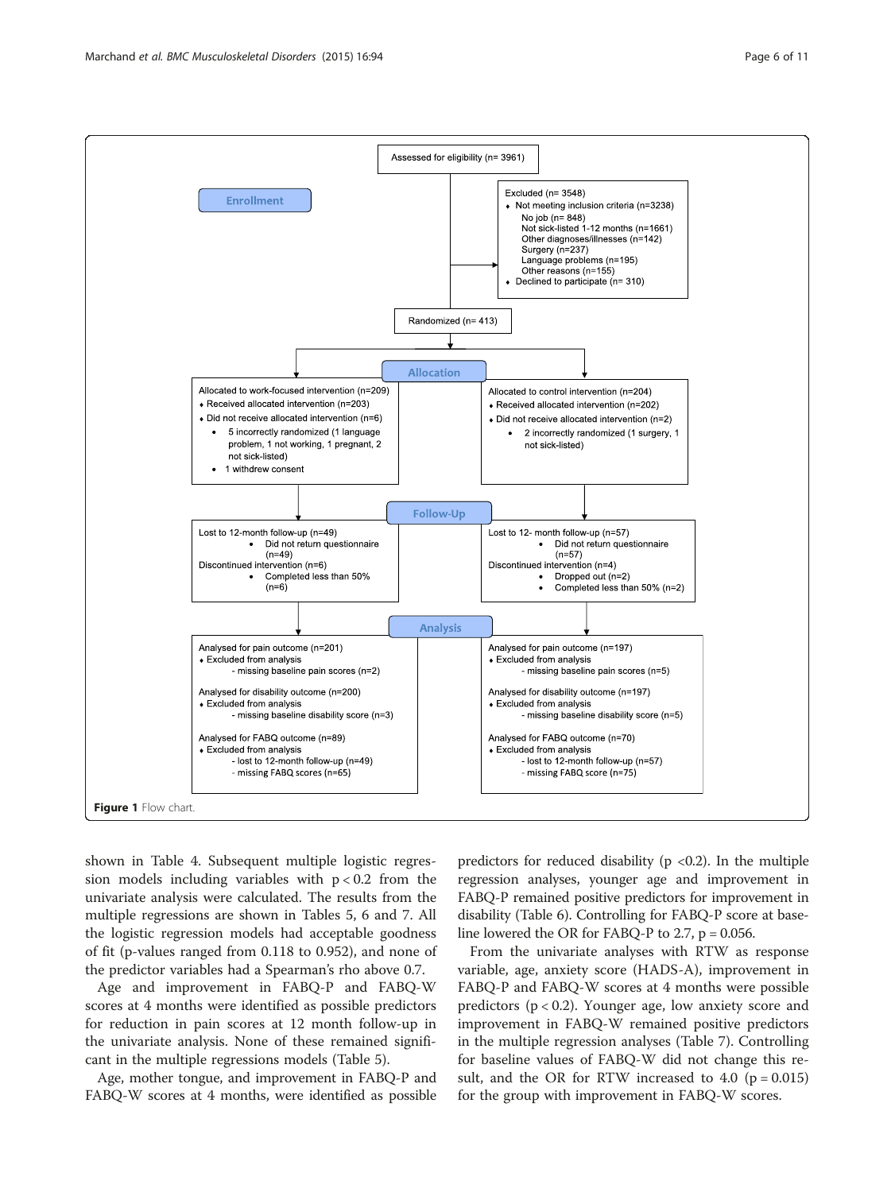Assessed for eligibility (n= 3961)

**Enrollment**

Excluded (n= 3548)
- Not meeting inclusion criteria (n=3238)
  - No job (n= 848)
  - Not sick-listed 1-12 months (n=1661)
  - Other diagnoses/illnesses (n=142)
  - Surgery (n=237)
  - Language problems (n=195)
  - Other reasons (n=155)
- Declined to participate (n= 310)

Randomized (n= 413)

**Allocation**

Allocated to work-focused intervention (n=209)
- Received allocated intervention (n=203)
- Did not receive allocated intervention (n=6)
  - 5 incorrectly randomized (1 language problem, 1 not working, 1 pregnant, 2 not sick-listed)
  - 1 withdrew consent

Allocated to control intervention (n=204)
- Received allocated intervention (n=202)
- Did not receive allocated intervention (n=2)
  - 2 incorrectly randomized (1 surgery, 1 not sick-listed)

**Follow-Up**

Lost to 12-month follow-up (n=49)
- Did not return questionnaire (n=49)

Discontinued intervention (n=6)
- Completed less than 50% (n=6)

Lost to 12- month follow-up (n=57)
- Did not return questionnaire (n=57)

Discontinued intervention (n=4)
- Dropped out (n=2)
- Completed less than 50% (n=2)

**Analysis**

Analysed for pain outcome (n=201)
- Excluded from analysis
  - missing baseline pain scores (n=2)

Analysed for disability outcome (n=200)
- Excluded from analysis
  - missing baseline disability score (n=3)

Analysed for FABQ outcome (n=89)
- Excluded from analysis
  - lost to 12-month follow-up (n=49)
  - missing FABQ scores (n=65)

Analysed for pain outcome (n=197)
- Excluded from analysis
  - missing baseline pain scores (n=5)

Analysed for disability outcome (n=197)
- Excluded from analysis
  - missing baseline disability score (n=5)

Analysed for FABQ outcome (n=70)
- Excluded from analysis
  - lost to 12-month follow-up (n=57)
  - missing FABQ score (n=75)

**Figure 1** Flow chart.

shown in Table 4. Subsequent multiple logistic regression models including variables with $p < 0.2$ from the univariate analysis were calculated. The results from the multiple regressions are shown in Tables 5, 6 and 7. All the logistic regression models had acceptable goodness of fit (p-values ranged from 0.118 to 0.952), and none of the predictor variables had a Spearman's rho above 0.7.

Age and improvement in FABQ-P and FABQ-W scores at 4 months were identified as possible predictors for reduction in pain scores at 12 month follow-up in the univariate analysis. None of these remained significant in the multiple regressions models (Table 5).

Age, mother tongue, and improvement in FABQ-P and FABQ-W scores at 4 months, were identified as possible predictors for reduced disability ($p < 0.2$). In the multiple regression analyses, younger age and improvement in FABQ-P remained positive predictors for improvement in disability (Table 6). Controlling for FABQ-P score at baseline lowered the OR for FABQ-P to 2.7, $p = 0.056$.

From the univariate analyses with RTW as response variable, age, anxiety score (HADS-A), improvement in FABQ-P and FABQ-W scores at 4 months were possible predictors ($p < 0.2$). Younger age, low anxiety score and improvement in FABQ-W remained positive predictors in the multiple regression analyses (Table 7). Controlling for baseline values of FABQ-W did not change this result, and the OR for RTW increased to 4.0 ($p = 0.015$) for the group with improvement in FABQ-W scores.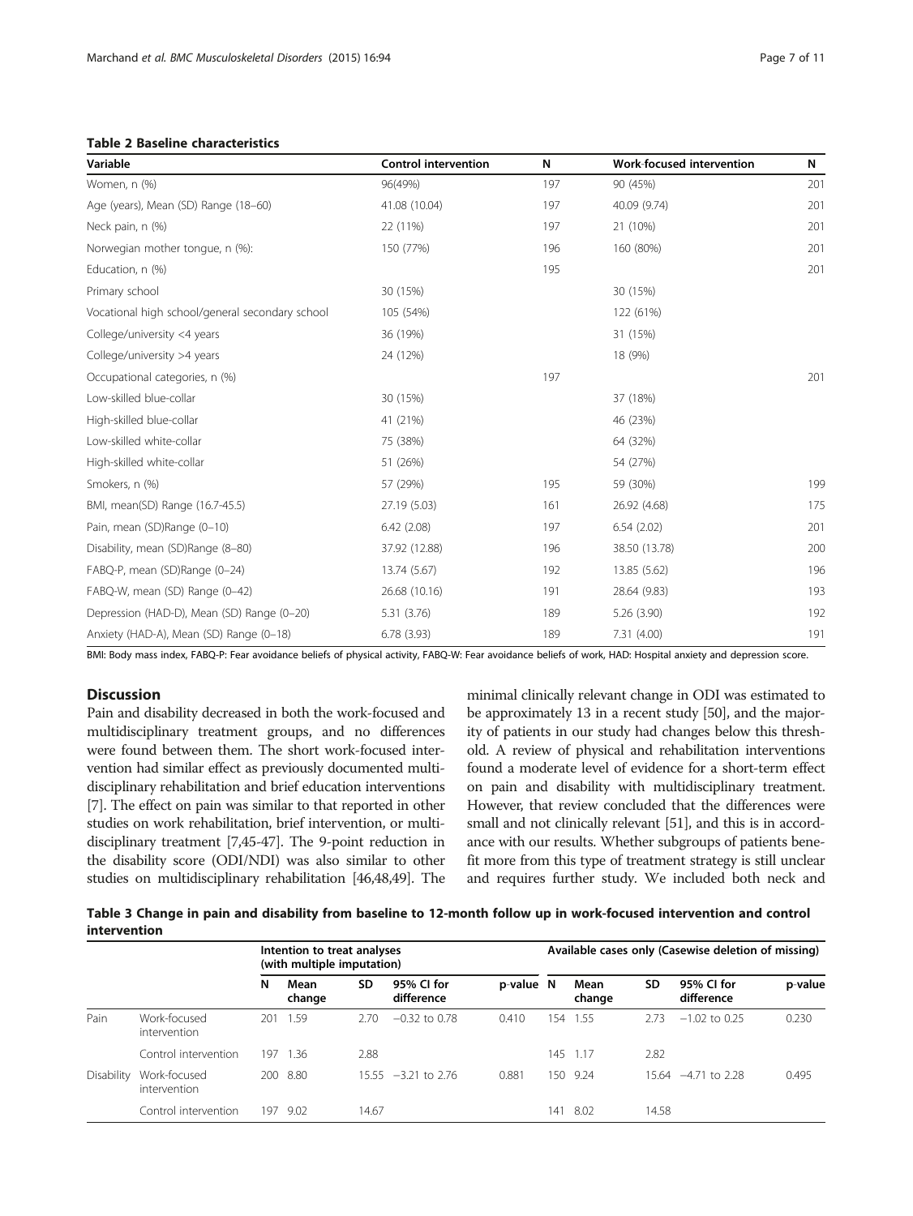**Table 2 Baseline characteristics**

| Variable | Control intervention | N | Work-focused intervention | N |
|---|---|---|---|---|
| Women, n (%) | 96(49%) | 197 | 90 (45%) | 201 |
| Age (years), Mean (SD) Range (18–60) | 41.08 (10.04) | 197 | 40.09 (9.74) | 201 |
| Neck pain, n (%) | 22 (11%) | 197 | 21 (10%) | 201 |
| Norwegian mother tongue, n (%): | 150 (77%) | 196 | 160 (80%) | 201 |
| Education, n (%) | | 195 | | 201 |
| Primary school | 30 (15%) | | 30 (15%) | |
| Vocational high school/general secondary school | 105 (54%) | | 122 (61%) | |
| College/university <4 years | 36 (19%) | | 31 (15%) | |
| College/university >4 years | 24 (12%) | | 18 (9%) | |
| Occupational categories, n (%) | | 197 | | 201 |
| Low-skilled blue-collar | 30 (15%) | | 37 (18%) | |
| High-skilled blue-collar | 41 (21%) | | 46 (23%) | |
| Low-skilled white-collar | 75 (38%) | | 64 (32%) | |
| High-skilled white-collar | 51 (26%) | | 54 (27%) | |
| Smokers, n (%) | 57 (29%) | 195 | 59 (30%) | 199 |
| BMI, mean(SD) Range (16.7-45.5) | 27.19 (5.03) | 161 | 26.92 (4.68) | 175 |
| Pain, mean (SD)Range (0–10) | 6.42 (2.08) | 197 | 6.54 (2.02) | 201 |
| Disability, mean (SD)Range (8–80) | 37.92 (12.88) | 196 | 38.50 (13.78) | 200 |
| FABQ-P, mean (SD)Range (0–24) | 13.74 (5.67) | 192 | 13.85 (5.62) | 196 |
| FABQ-W, mean (SD) Range (0–42) | 26.68 (10.16) | 191 | 28.64 (9.83) | 193 |
| Depression (HAD-D), Mean (SD) Range (0–20) | 5.31 (3.76) | 189 | 5.26 (3.90) | 192 |
| Anxiety (HAD-A), Mean (SD) Range (0–18) | 6.78 (3.93) | 189 | 7.31 (4.00) | 191 |

BMI: Body mass index, FABQ-P: Fear avoidance beliefs of physical activity, FABQ-W: Fear avoidance beliefs of work, HAD: Hospital anxiety and depression score.

## Discussion

Pain and disability decreased in both the work-focused and multidisciplinary treatment groups, and no differences were found between them. The short work-focused intervention had similar effect as previously documented multidisciplinary rehabilitation and brief education interventions [7]. The effect on pain was similar to that reported in other studies on work rehabilitation, brief intervention, or multidisciplinary treatment [7,45-47]. The 9-point reduction in the disability score (ODI/NDI) was also similar to other studies on multidisciplinary rehabilitation [46,48,49]. The minimal clinically relevant change in ODI was estimated to be approximately 13 in a recent study [50], and the majority of patients in our study had changes below this threshold. A review of physical and rehabilitation interventions found a moderate level of evidence for a short-term effect on pain and disability with multidisciplinary treatment. However, that review concluded that the differences were small and not clinically relevant [51], and this is in accordance with our results. Whether subgroups of patients benefit more from this type of treatment strategy is still unclear and requires further study. We included both neck and

**Table 3 Change in pain and disability from baseline to 12-month follow up in work-focused intervention and control intervention**

| | | Intention to treat analyses (with multiple imputation) | | | | | Available cases only (Casewise deletion of missing) | | | | |
|---|---|---|---|---|---|---|---|---|---|---|---|
| | | N | Mean change | SD | 95% CI for difference | p-value | N | Mean change | SD | 95% CI for difference | p-value |
| Pain | Work-focused intervention | 201 | 1.59 | 2.70 | −0.32 to 0.78 | 0.410 | 154 | 1.55 | 2.73 | −1.02 to 0.25 | 0.230 |
| | Control intervention | 197 | 1.36 | 2.88 | | | 145 | 1.17 | 2.82 | | |
| Disability | Work-focused intervention | 200 | 8.80 | 15.55 | −3.21 to 2.76 | 0.881 | 150 | 9.24 | 15.64 | −4.71 to 2.28 | 0.495 |
| | Control intervention | 197 | 9.02 | 14.67 | | | 141 | 8.02 | 14.58 | | |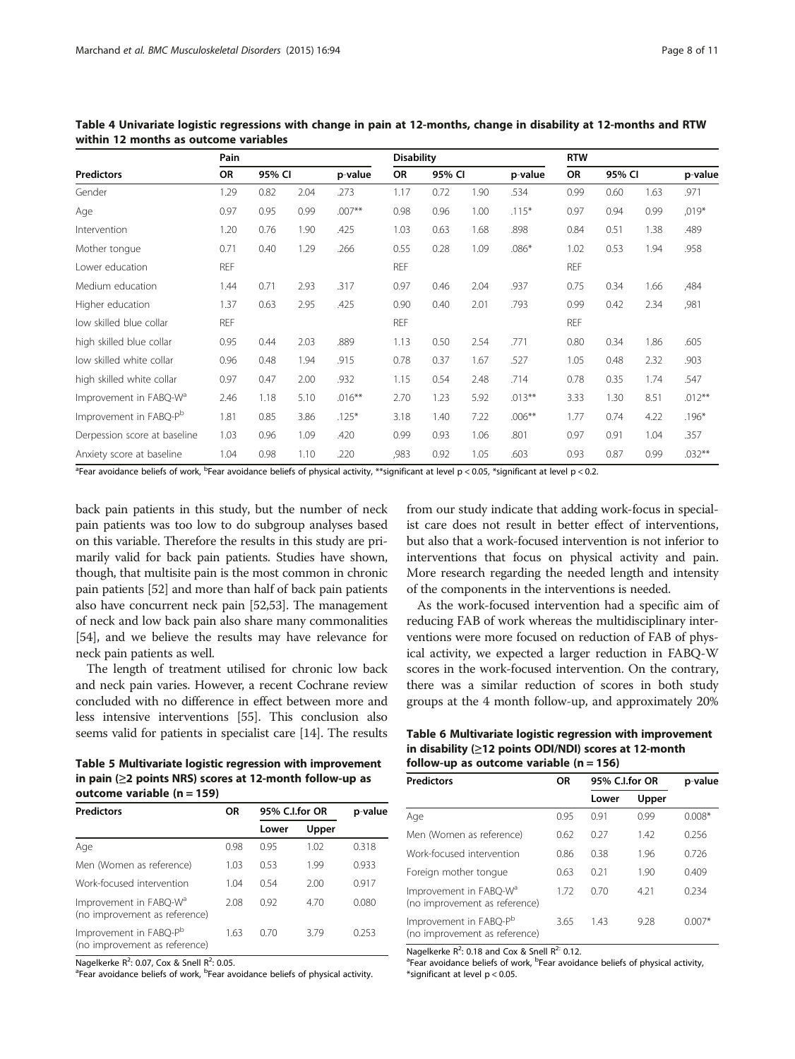**Table 4 Univariate logistic regressions with change in pain at 12-months, change in disability at 12-months and RTW within 12 months as outcome variables**

| | Pain | | | | Disability | | | | RTW | | | |
|---|---|---|---|---|---|---|---|---|---|---|---|---|
| **Predictors** | **OR** | **95% CI** | | **p-value** | **OR** | **95% CI** | | **p-value** | **OR** | **95% CI** | | **p-value** |
| Gender | 1.29 | 0.82 | 2.04 | .273 | 1.17 | 0.72 | 1.90 | .534 | 0.99 | 0.60 | 1.63 | .971 |
| Age | 0.97 | 0.95 | 0.99 | .007** | 0.98 | 0.96 | 1.00 | .115* | 0.97 | 0.94 | 0.99 | ,019* |
| Intervention | 1.20 | 0.76 | 1.90 | .425 | 1.03 | 0.63 | 1.68 | .898 | 0.84 | 0.51 | 1.38 | .489 |
| Mother tongue | 0.71 | 0.40 | 1.29 | .266 | 0.55 | 0.28 | 1.09 | .086* | 1.02 | 0.53 | 1.94 | .958 |
| Lower education | REF | | | | REF | | | | REF | | | |
| Medium education | 1.44 | 0.71 | 2.93 | .317 | 0.97 | 0.46 | 2.04 | .937 | 0.75 | 0.34 | 1.66 | ,484 |
| Higher education | 1.37 | 0.63 | 2.95 | .425 | 0.90 | 0.40 | 2.01 | .793 | 0.99 | 0.42 | 2.34 | ,981 |
| low skilled blue collar | REF | | | | REF | | | | REF | | | |
| high skilled blue collar | 0.95 | 0.44 | 2.03 | .889 | 1.13 | 0.50 | 2.54 | .771 | 0.80 | 0.34 | 1.86 | .605 |
| low skilled white collar | 0.96 | 0.48 | 1.94 | .915 | 0.78 | 0.37 | 1.67 | .527 | 1.05 | 0.48 | 2.32 | .903 |
| high skilled white collar | 0.97 | 0.47 | 2.00 | .932 | 1.15 | 0.54 | 2.48 | .714 | 0.78 | 0.35 | 1.74 | .547 |
| Improvement in FABQ-W[a] | 2.46 | 1.18 | 5.10 | .016** | 2.70 | 1.23 | 5.92 | .013** | 3.33 | 1.30 | 8.51 | .012** |
| Improvement in FABQ-P[b] | 1.81 | 0.85 | 3.86 | .125* | 3.18 | 1.40 | 7.22 | .006** | 1.77 | 0.74 | 4.22 | .196* |
| Derpession score at baseline | 1.03 | 0.96 | 1.09 | .420 | 0.99 | 0.93 | 1.06 | .801 | 0.97 | 0.91 | 1.04 | .357 |
| Anxiety score at baseline | 1.04 | 0.98 | 1.10 | .220 | ,983 | 0.92 | 1.05 | .603 | 0.93 | 0.87 | 0.99 | .032** |

[a]Fear avoidance beliefs of work, [b]Fear avoidance beliefs of physical activity, **significant at level $p < 0.05$, *significant at level $p < 0.2$.

back pain patients in this study, but the number of neck pain patients was too low to do subgroup analyses based on this variable. Therefore the results in this study are primarily valid for back pain patients. Studies have shown, though, that multisite pain is the most common in chronic pain patients [52] and more than half of back pain patients also have concurrent neck pain [52,53]. The management of neck and low back pain also share many commonalities [54], and we believe the results may have relevance for neck pain patients as well.

The length of treatment utilised for chronic low back and neck pain varies. However, a recent Cochrane review concluded with no difference in effect between more and less intensive interventions [55]. This conclusion also seems valid for patients in specialist care [14]. The results from our study indicate that adding work-focus in specialist care does not result in better effect of interventions, but also that a work-focused intervention is not inferior to interventions that focus on physical activity and pain. More research regarding the needed length and intensity of the components in the interventions is needed.

As the work-focused intervention had a specific aim of reducing FAB of work whereas the multidisciplinary interventions were more focused on reduction of FAB of physical activity, we expected a larger reduction in FABQ-W scores in the work-focused intervention. On the contrary, there was a similar reduction of scores in both study groups at the 4 month follow-up, and approximately 20%

**Table 5 Multivariate logistic regression with improvement in pain (≥2 points NRS) scores at 12-month follow-up as outcome variable (n = 159)**

| Predictors | OR | 95% C.I.for OR | | p-value |
|---|---|---|---|---|
| | | Lower | Upper | |
| Age | 0.98 | 0.95 | 1.02 | 0.318 |
| Men (Women as reference) | 1.03 | 0.53 | 1.99 | 0.933 |
| Work-focused intervention | 1.04 | 0.54 | 2.00 | 0.917 |
| Improvement in FABQ-W[a] (no improvement as reference) | 2.08 | 0.92 | 4.70 | 0.080 |
| Improvement in FABQ-P[b] (no improvement as reference) | 1.63 | 0.70 | 3.79 | 0.253 |

Nagelkerke $R^2$: 0.07, Cox & Snell $R^2$: 0.05.
[a]Fear avoidance beliefs of work, [b]Fear avoidance beliefs of physical activity.

**Table 6 Multivariate logistic regression with improvement in disability (≥12 points ODI/NDI) scores at 12-month follow-up as outcome variable (n = 156)**

| Predictors | OR | 95% C.I.for OR | | p-value |
|---|---|---|---|---|
| | | Lower | Upper | |
| Age | 0.95 | 0.91 | 0.99 | 0.008* |
| Men (Women as reference) | 0.62 | 0.27 | 1.42 | 0.256 |
| Work-focused intervention | 0.86 | 0.38 | 1.96 | 0.726 |
| Foreign mother tongue | 0.63 | 0.21 | 1.90 | 0.409 |
| Improvement in FABQ-W[a] (no improvement as reference) | 1.72 | 0.70 | 4.21 | 0.234 |
| Improvement in FABQ-P[b] (no improvement as reference) | 3.65 | 1.43 | 9.28 | 0.007* |

Nagelkerke $R^2$: 0.18 and Cox & Snell $R^2$: 0.12.
[a]Fear avoidance beliefs of work, [b]Fear avoidance beliefs of physical activity, *significant at level $p < 0.05$.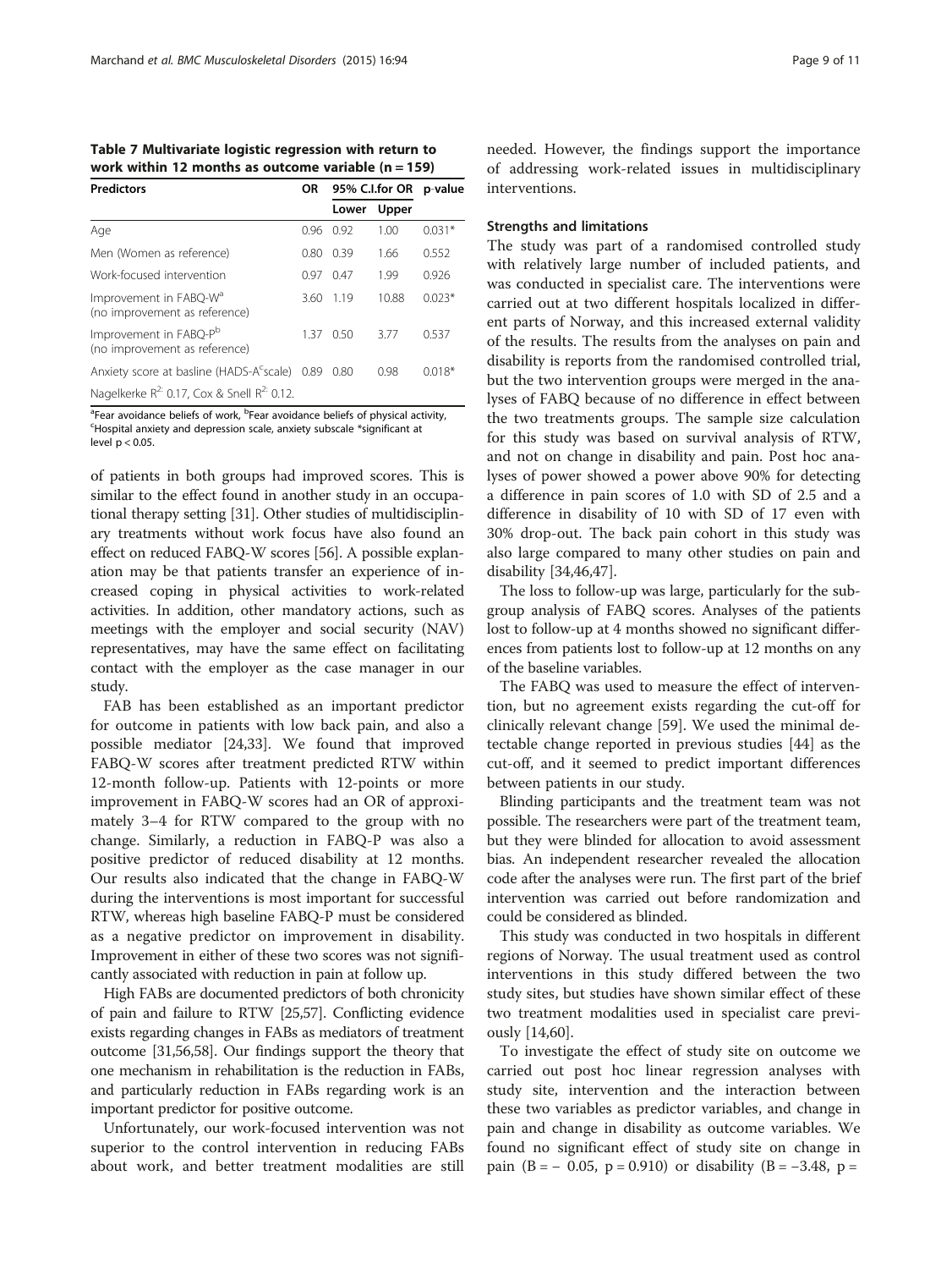**Table 7 Multivariate logistic regression with return to work within 12 months as outcome variable (n = 159)**

| Predictors | OR | 95% C.I.for OR | | p-value |
|---|---|---|---|---|
| | | Lower | Upper | |
| Age | 0.96 | 0.92 | 1.00 | 0.031* |
| Men (Women as reference) | 0.80 | 0.39 | 1.66 | 0.552 |
| Work-focused intervention | 0.97 | 0.47 | 1.99 | 0.926 |
| Improvement in FABQ-W[a] (no improvement as reference) | 3.60 | 1.19 | 10.88 | 0.023* |
| Improvement in FABQ-P[b] (no improvement as reference) | 1.37 | 0.50 | 3.77 | 0.537 |
| Anxiety score at basline (HADS-A[c]scale) | 0.89 | 0.80 | 0.98 | 0.018* |
| Nagelkerke $R^2$ 0.17, Cox & Snell $R^2$ 0.12. | | | | |

[a]Fear avoidance beliefs of work, [b]Fear avoidance beliefs of physical activity, [c]Hospital anxiety and depression scale, anxiety subscale *significant at level $p < 0.05$.

of patients in both groups had improved scores. This is similar to the effect found in another study in an occupational therapy setting [31]. Other studies of multidisciplinary treatments without work focus have also found an effect on reduced FABQ-W scores [56]. A possible explanation may be that patients transfer an experience of increased coping in physical activities to work-related activities. In addition, other mandatory actions, such as meetings with the employer and social security (NAV) representatives, may have the same effect on facilitating contact with the employer as the case manager in our study.

FAB has been established as an important predictor for outcome in patients with low back pain, and also a possible mediator [24,33]. We found that improved FABQ-W scores after treatment predicted RTW within 12-month follow-up. Patients with 12-points or more improvement in FABQ-W scores had an OR of approximately 3–4 for RTW compared to the group with no change. Similarly, a reduction in FABQ-P was also a positive predictor of reduced disability at 12 months. Our results also indicated that the change in FABQ-W during the interventions is most important for successful RTW, whereas high baseline FABQ-P must be considered as a negative predictor on improvement in disability. Improvement in either of these two scores was not significantly associated with reduction in pain at follow up.

High FABs are documented predictors of both chronicity of pain and failure to RTW [25,57]. Conflicting evidence exists regarding changes in FABs as mediators of treatment outcome [31,56,58]. Our findings support the theory that one mechanism in rehabilitation is the reduction in FABs, and particularly reduction in FABs regarding work is an important predictor for positive outcome.

Unfortunately, our work-focused intervention was not superior to the control intervention in reducing FABs about work, and better treatment modalities are still needed. However, the findings support the importance of addressing work-related issues in multidisciplinary interventions.

### Strengths and limitations

The study was part of a randomised controlled study with relatively large number of included patients, and was conducted in specialist care. The interventions were carried out at two different hospitals localized in different parts of Norway, and this increased external validity of the results. The results from the analyses on pain and disability is reports from the randomised controlled trial, but the two intervention groups were merged in the analyses of FABQ because of no difference in effect between the two treatments groups. The sample size calculation for this study was based on survival analysis of RTW, and not on change in disability and pain. Post hoc analyses of power showed a power above 90% for detecting a difference in pain scores of 1.0 with SD of 2.5 and a difference in disability of 10 with SD of 17 even with 30% drop-out. The back pain cohort in this study was also large compared to many other studies on pain and disability [34,46,47].

The loss to follow-up was large, particularly for the subgroup analysis of FABQ scores. Analyses of the patients lost to follow-up at 4 months showed no significant differences from patients lost to follow-up at 12 months on any of the baseline variables.

The FABQ was used to measure the effect of intervention, but no agreement exists regarding the cut-off for clinically relevant change [59]. We used the minimal detectable change reported in previous studies [44] as the cut-off, and it seemed to predict important differences between patients in our study.

Blinding participants and the treatment team was not possible. The researchers were part of the treatment team, but they were blinded for allocation to avoid assessment bias. An independent researcher revealed the allocation code after the analyses were run. The first part of the brief intervention was carried out before randomization and could be considered as blinded.

This study was conducted in two hospitals in different regions of Norway. The usual treatment used as control interventions in this study differed between the two study sites, but studies have shown similar effect of these two treatment modalities used in specialist care previously [14,60].

To investigate the effect of study site on outcome we carried out post hoc linear regression analyses with study site, intervention and the interaction between these two variables as predictor variables, and change in pain and change in disability as outcome variables. We found no significant effect of study site on change in pain ($B = -0.05$, $p = 0.910$) or disability ($B = -3.48$, p =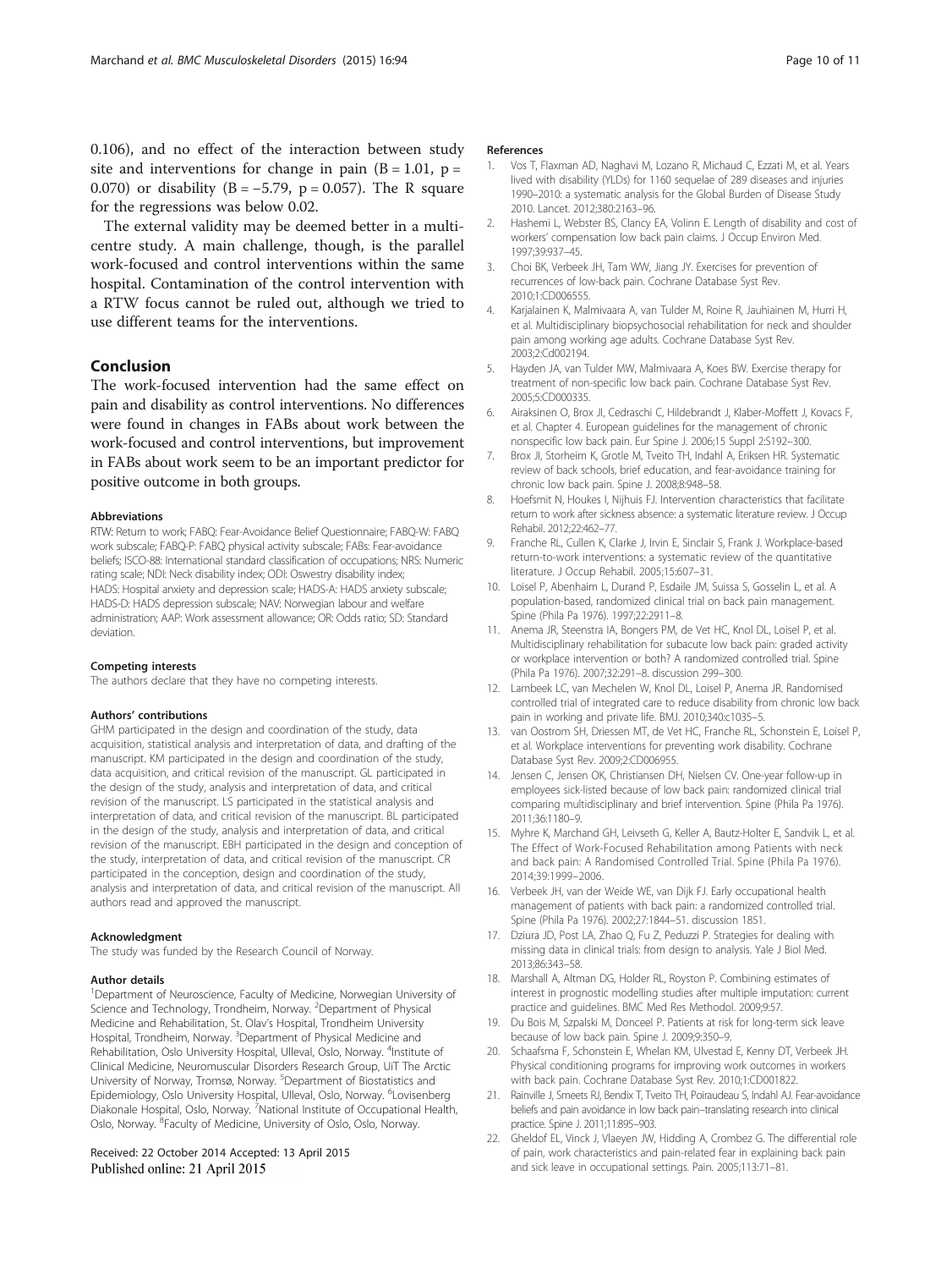0.106), and no effect of the interaction between study site and interventions for change in pain ($B = 1.01$, $p = 0.070$) or disability ($B = -5.79$, $p = 0.057$). The R square for the regressions was below 0.02.

The external validity may be deemed better in a multicentre study. A main challenge, though, is the parallel work-focused and control interventions within the same hospital. Contamination of the control intervention with a RTW focus cannot be ruled out, although we tried to use different teams for the interventions.

## Conclusion

The work-focused intervention had the same effect on pain and disability as control interventions. No differences were found in changes in FABs about work between the work-focused and control interventions, but improvement in FABs about work seem to be an important predictor for positive outcome in both groups.

#### Abbreviations

RTW: Return to work; FABQ: Fear-Avoidance Belief Questionnaire; FABQ-W: FABQ work subscale; FABQ-P: FABQ physical activity subscale; FABs: Fear-avoidance beliefs; ISCO-88: International standard classification of occupations; NRS: Numeric rating scale; NDI: Neck disability index; ODI: Oswestry disability index; HADS: Hospital anxiety and depression scale; HADS-A: HADS anxiety subscale; HADS-D: HADS depression subscale; NAV: Norwegian labour and welfare administration; AAP: Work assessment allowance; OR: Odds ratio; SD: Standard deviation.

#### Competing interests

The authors declare that they have no competing interests.

#### Authors' contributions

GHM participated in the design and coordination of the study, data acquisition, statistical analysis and interpretation of data, and drafting of the manuscript. KM participated in the design and coordination of the study, data acquisition, and critical revision of the manuscript. GL participated in the design of the study, analysis and interpretation of data, and critical revision of the manuscript. LS participated in the statistical analysis and interpretation of data, and critical revision of the manuscript. BL participated in the design of the study, analysis and interpretation of data, and critical revision of the manuscript. EBH participated in the design and conception of the study, interpretation of data, and critical revision of the manuscript. CR participated in the conception, design and coordination of the study, analysis and interpretation of data, and critical revision of the manuscript. All authors read and approved the manuscript.

#### Acknowledgment

The study was funded by the Research Council of Norway.

#### Author details

[1]Department of Neuroscience, Faculty of Medicine, Norwegian University of Science and Technology, Trondheim, Norway. [2]Department of Physical Medicine and Rehabilitation, St. Olav's Hospital, Trondheim University Hospital, Trondheim, Norway. [3]Department of Physical Medicine and Rehabilitation, Oslo University Hospital, Ulleval, Oslo, Norway. [4]Institute of Clinical Medicine, Neuromuscular Disorders Research Group, UiT The Arctic University of Norway, Tromsø, Norway. [5]Department of Biostatistics and Epidemiology, Oslo University Hospital, Ulleval, Oslo, Norway. [6]Lovisenberg Diakonale Hospital, Oslo, Norway. [7]National Institute of Occupational Health, Oslo, Norway. [8]Faculty of Medicine, University of Oslo, Oslo, Norway.

Received: 22 October 2014 Accepted: 13 April 2015
Published online: 21 April 2015

#### References

1. Vos T, Flaxman AD, Naghavi M, Lozano R, Michaud C, Ezzati M, et al. Years lived with disability (YLDs) for 1160 sequelae of 289 diseases and injuries 1990–2010: a systematic analysis for the Global Burden of Disease Study 2010. Lancet. 2012;380:2163–96.
2. Hashemi L, Webster BS, Clancy EA, Volinn E. Length of disability and cost of workers' compensation low back pain claims. J Occup Environ Med. 1997;39:937–45.
3. Choi BK, Verbeek JH, Tam WW, Jiang JY. Exercises for prevention of recurrences of low-back pain. Cochrane Database Syst Rev. 2010;1:CD006555.
4. Karjalainen K, Malmivaara A, van Tulder M, Roine R, Jauhiainen M, Hurri H, et al. Multidisciplinary biopsychosocial rehabilitation for neck and shoulder pain among working age adults. Cochrane Database Syst Rev. 2003;2:Cd002194.
5. Hayden JA, van Tulder MW, Malmivaara A, Koes BW. Exercise therapy for treatment of non-specific low back pain. Cochrane Database Syst Rev. 2005;5:CD000335.
6. Airaksinen O, Brox JI, Cedraschi C, Hildebrandt J, Klaber-Moffett J, Kovacs F, et al. Chapter 4. European guidelines for the management of chronic nonspecific low back pain. Eur Spine J. 2006;15 Suppl 2:S192–300.
7. Brox JI, Storheim K, Grotle M, Tveito TH, Indahl A, Eriksen HR. Systematic review of back schools, brief education, and fear-avoidance training for chronic low back pain. Spine J. 2008;8:948–58.
8. Hoefsmit N, Houkes I, Nijhuis FJ. Intervention characteristics that facilitate return to work after sickness absence: a systematic literature review. J Occup Rehabil. 2012;22:462–77.
9. Franche RL, Cullen K, Clarke J, Irvin E, Sinclair S, Frank J. Workplace-based return-to-work interventions: a systematic review of the quantitative literature. J Occup Rehabil. 2005;15:607–31.
10. Loisel P, Abenhaim L, Durand P, Esdaile JM, Suissa S, Gosselin L, et al. A population-based, randomized clinical trial on back pain management. Spine (Phila Pa 1976). 1997;22:2911–8.
11. Anema JR, Steenstra IA, Bongers PM, de Vet HC, Knol DL, Loisel P, et al. Multidisciplinary rehabilitation for subacute low back pain: graded activity or workplace intervention or both? A randomized controlled trial. Spine (Phila Pa 1976). 2007;32:291–8. discussion 299–300.
12. Lambeek LC, van Mechelen W, Knol DL, Loisel P, Anema JR. Randomised controlled trial of integrated care to reduce disability from chronic low back pain in working and private life. BMJ. 2010;340:c1035–5.
13. van Oostrom SH, Driessen MT, de Vet HC, Franche RL, Schonstein E, Loisel P, et al. Workplace interventions for preventing work disability. Cochrane Database Syst Rev. 2009;2:CD006955.
14. Jensen C, Jensen OK, Christiansen DH, Nielsen CV. One-year follow-up in employees sick-listed because of low back pain: randomized clinical trial comparing multidisciplinary and brief intervention. Spine (Phila Pa 1976). 2011;36:1180–9.
15. Myhre K, Marchand GH, Leivseth G, Keller A, Bautz-Holter E, Sandvik L, et al. The Effect of Work-Focused Rehabilitation among Patients with neck and back pain: A Randomised Controlled Trial. Spine (Phila Pa 1976). 2014;39:1999–2006.
16. Verbeek JH, van der Weide WE, van Dijk FJ. Early occupational health management of patients with back pain: a randomized controlled trial. Spine (Phila Pa 1976). 2002;27:1844–51. discussion 1851.
17. Dziura JD, Post LA, Zhao Q, Fu Z, Peduzzi P. Strategies for dealing with missing data in clinical trials: from design to analysis. Yale J Biol Med. 2013;86:343–58.
18. Marshall A, Altman DG, Holder RL, Royston P. Combining estimates of interest in prognostic modelling studies after multiple imputation: current practice and guidelines. BMC Med Res Methodol. 2009;9:57.
19. Du Bois M, Szpalski M, Donceel P. Patients at risk for long-term sick leave because of low back pain. Spine J. 2009;9:350–9.
20. Schaafsma F, Schonstein E, Whelan KM, Ulvestad E, Kenny DT, Verbeek JH. Physical conditioning programs for improving work outcomes in workers with back pain. Cochrane Database Syst Rev. 2010;1:CD001822.
21. Rainville J, Smeets RJ, Bendix T, Tveito TH, Poiraudeau S, Indahl AJ. Fear-avoidance beliefs and pain avoidance in low back pain–translating research into clinical practice. Spine J. 2011;11:895–903.
22. Gheldof EL, Vinck J, Vlaeyen JW, Hidding A, Crombez G. The differential role of pain, work characteristics and pain-related fear in explaining back pain and sick leave in occupational settings. Pain. 2005;113:71–81.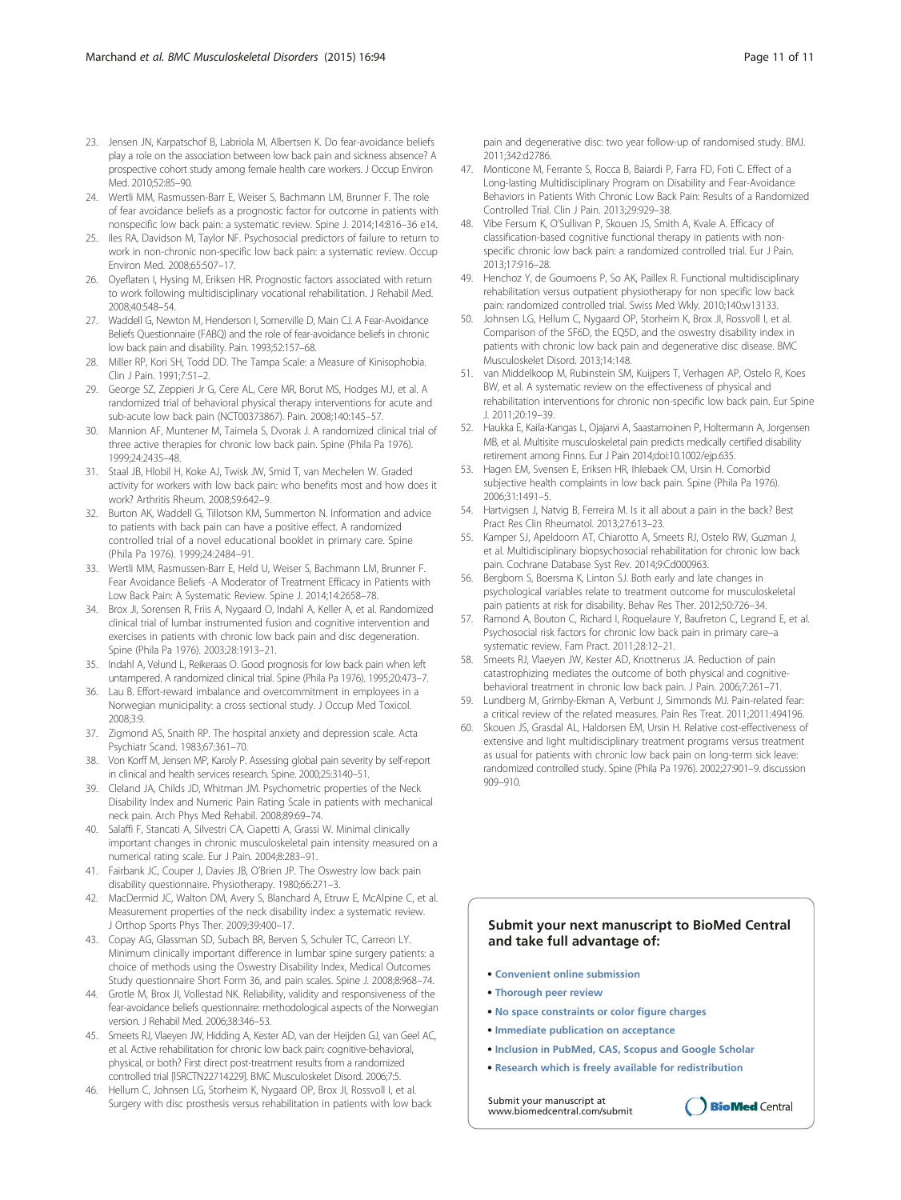23. Jensen JN, Karpatschof B, Labriola M, Albertsen K. Do fear-avoidance beliefs play a role on the association between low back pain and sickness absence? A prospective cohort study among female health care workers. J Occup Environ Med. 2010;52:85–90.
24. Wertli MM, Rasmussen-Barr E, Weiser S, Bachmann LM, Brunner F. The role of fear avoidance beliefs as a prognostic factor for outcome in patients with nonspecific low back pain: a systematic review. Spine J. 2014;14:816–36 e14.
25. Iles RA, Davidson M, Taylor NF. Psychosocial predictors of failure to return to work in non-chronic non-specific low back pain: a systematic review. Occup Environ Med. 2008;65:507–17.
26. Oyeflaten I, Hysing M, Eriksen HR. Prognostic factors associated with return to work following multidisciplinary vocational rehabilitation. J Rehabil Med. 2008;40:548–54.
27. Waddell G, Newton M, Henderson I, Somerville D, Main CJ. A Fear-Avoidance Beliefs Questionnaire (FABQ) and the role of fear-avoidance beliefs in chronic low back pain and disability. Pain. 1993;52:157–68.
28. Miller RP, Kori SH, Todd DD. The Tampa Scale: a Measure of Kinisophobia. Clin J Pain. 1991;7:51–2.
29. George SZ, Zeppieri Jr G, Cere AL, Cere MR, Borut MS, Hodges MJ, et al. A randomized trial of behavioral physical therapy interventions for acute and sub-acute low back pain (NCT00373867). Pain. 2008;140:145–57.
30. Mannion AF, Muntener M, Taimela S, Dvorak J. A randomized clinical trial of three active therapies for chronic low back pain. Spine (Phila Pa 1976). 1999;24:2435–48.
31. Staal JB, Hlobil H, Koke AJ, Twisk JW, Smid T, van Mechelen W. Graded activity for workers with low back pain: who benefits most and how does it work? Arthritis Rheum. 2008;59:642–9.
32. Burton AK, Waddell G, Tillotson KM, Summerton N. Information and advice to patients with back pain can have a positive effect. A randomized controlled trial of a novel educational booklet in primary care. Spine (Phila Pa 1976). 1999;24:2484–91.
33. Wertli MM, Rasmussen-Barr E, Held U, Weiser S, Bachmann LM, Brunner F. Fear Avoidance Beliefs -A Moderator of Treatment Efficacy in Patients with Low Back Pain: A Systematic Review. Spine J. 2014;14:2658–78.
34. Brox JI, Sorensen R, Friis A, Nygaard O, Indahl A, Keller A, et al. Randomized clinical trial of lumbar instrumented fusion and cognitive intervention and exercises in patients with chronic low back pain and disc degeneration. Spine (Phila Pa 1976). 2003;28:1913–21.
35. Indahl A, Velund L, Reikeraas O. Good prognosis for low back pain when left untampered. A randomized clinical trial. Spine (Phila Pa 1976). 1995;20:473–7.
36. Lau B. Effort-reward imbalance and overcommitment in employees in a Norwegian municipality: a cross sectional study. J Occup Med Toxicol. 2008;3:9.
37. Zigmond AS, Snaith RP. The hospital anxiety and depression scale. Acta Psychiatr Scand. 1983;67:361–70.
38. Von Korff M, Jensen MP, Karoly P. Assessing global pain severity by self-report in clinical and health services research. Spine. 2000;25:3140–51.
39. Cleland JA, Childs JD, Whitman JM. Psychometric properties of the Neck Disability Index and Numeric Pain Rating Scale in patients with mechanical neck pain. Arch Phys Med Rehabil. 2008;89:69–74.
40. Salaffi F, Stancati A, Silvestri CA, Ciapetti A, Grassi W. Minimal clinically important changes in chronic musculoskeletal pain intensity measured on a numerical rating scale. Eur J Pain. 2004;8:283–91.
41. Fairbank JC, Couper J, Davies JB, O'Brien JP. The Oswestry low back pain disability questionnaire. Physiotherapy. 1980;66:271–3.
42. MacDermid JC, Walton DM, Avery S, Blanchard A, Etruw E, McAlpine C, et al. Measurement properties of the neck disability index: a systematic review. J Orthop Sports Phys Ther. 2009;39:400–17.
43. Copay AG, Glassman SD, Subach BR, Berven S, Schuler TC, Carreon LY. Minimum clinically important difference in lumbar spine surgery patients: a choice of methods using the Oswestry Disability Index, Medical Outcomes Study questionnaire Short Form 36, and pain scales. Spine J. 2008;8:968–74.
44. Grotle M, Brox JI, Vollestad NK. Reliability, validity and responsiveness of the fear-avoidance beliefs questionnaire: methodological aspects of the Norwegian version. J Rehabil Med. 2006;38:346–53.
45. Smeets RJ, Vlaeyen JW, Hidding A, Kester AD, van der Heijden GJ, van Geel AC, et al. Active rehabilitation for chronic low back pain: cognitive-behavioral, physical, or both? First direct post-treatment results from a randomized controlled trial [ISRCTN22714229]. BMC Musculoskelet Disord. 2006;7:5.
46. Hellum C, Johnsen LG, Storheim K, Nygaard OP, Brox JI, Rossvoll I, et al. Surgery with disc prosthesis versus rehabilitation in patients with low back pain and degenerative disc: two year follow-up of randomised study. BMJ. 2011;342:d2786.
47. Monticone M, Ferrante S, Rocca B, Baiardi P, Farra FD, Foti C. Effect of a Long-lasting Multidisciplinary Program on Disability and Fear-Avoidance Behaviors in Patients With Chronic Low Back Pain: Results of a Randomized Controlled Trial. Clin J Pain. 2013;29:929–38.
48. Vibe Fersum K, O'Sullivan P, Skouen JS, Smith A, Kvale A. Efficacy of classification-based cognitive functional therapy in patients with non-specific chronic low back pain: a randomized controlled trial. Eur J Pain. 2013;17:916–28.
49. Henchoz Y, de Goumoens P, So AK, Paillex R. Functional multidisciplinary rehabilitation versus outpatient physiotherapy for non specific low back pain: randomized controlled trial. Swiss Med Wkly. 2010;140:w13133.
50. Johnsen LG, Hellum C, Nygaard OP, Storheim K, Brox JI, Rossvoll I, et al. Comparison of the SF6D, the EQ5D, and the oswestry disability index in patients with chronic low back pain and degenerative disc disease. BMC Musculoskelet Disord. 2013;14:148.
51. van Middelkoop M, Rubinstein SM, Kuijpers T, Verhagen AP, Ostelo R, Koes BW, et al. A systematic review on the effectiveness of physical and rehabilitation interventions for chronic non-specific low back pain. Eur Spine J. 2011;20:19–39.
52. Haukka E, Kaila-Kangas L, Ojajarvi A, Saastamoinen P, Holtermann A, Jorgensen MB, et al. Multisite musculoskeletal pain predicts medically certified disability retirement among Finns. Eur J Pain 2014;doi:10.1002/ejp.635.
53. Hagen EM, Svensen E, Eriksen HR, Ihlebaek CM, Ursin H. Comorbid subjective health complaints in low back pain. Spine (Phila Pa 1976). 2006;31:1491–5.
54. Hartvigsen J, Natvig B, Ferreira M. Is it all about a pain in the back? Best Pract Res Clin Rheumatol. 2013;27:613–23.
55. Kamper SJ, Apeldoorn AT, Chiarotto A, Smeets RJ, Ostelo RW, Guzman J, et al. Multidisciplinary biopsychosocial rehabilitation for chronic low back pain. Cochrane Database Syst Rev. 2014;9:Cd000963.
56. Bergbom S, Boersma K, Linton SJ. Both early and late changes in psychological variables relate to treatment outcome for musculoskeletal pain patients at risk for disability. Behav Res Ther. 2012;50:726–34.
57. Ramond A, Bouton C, Richard I, Roquelaure Y, Baufreton C, Legrand E, et al. Psychosocial risk factors for chronic low back pain in primary care–a systematic review. Fam Pract. 2011;28:12–21.
58. Smeets RJ, Vlaeyen JW, Kester AD, Knottnerus JA. Reduction of pain catastrophizing mediates the outcome of both physical and cognitive-behavioral treatment in chronic low back pain. J Pain. 2006;7:261–71.
59. Lundberg M, Grimby-Ekman A, Verbunt J, Simmonds MJ. Pain-related fear: a critical review of the related measures. Pain Res Treat. 2011;2011:494196.
60. Skouen JS, Grasdal AL, Haldorsen EM, Ursin H. Relative cost-effectiveness of extensive and light multidisciplinary treatment programs versus treatment as usual for patients with chronic low back pain on long-term sick leave: randomized controlled study. Spine (Phila Pa 1976). 2002;27:901–9. discussion 909–910.

**Submit your next manuscript to BioMed Central and take full advantage of:**

- **Convenient online submission**
- **Thorough peer review**
- **No space constraints or color figure charges**
- **Immediate publication on acceptance**
- **Inclusion in PubMed, CAS, Scopus and Google Scholar**
- **Research which is freely available for redistribution**

Submit your manuscript at
www.biomedcentral.com/submit

BioMed Central